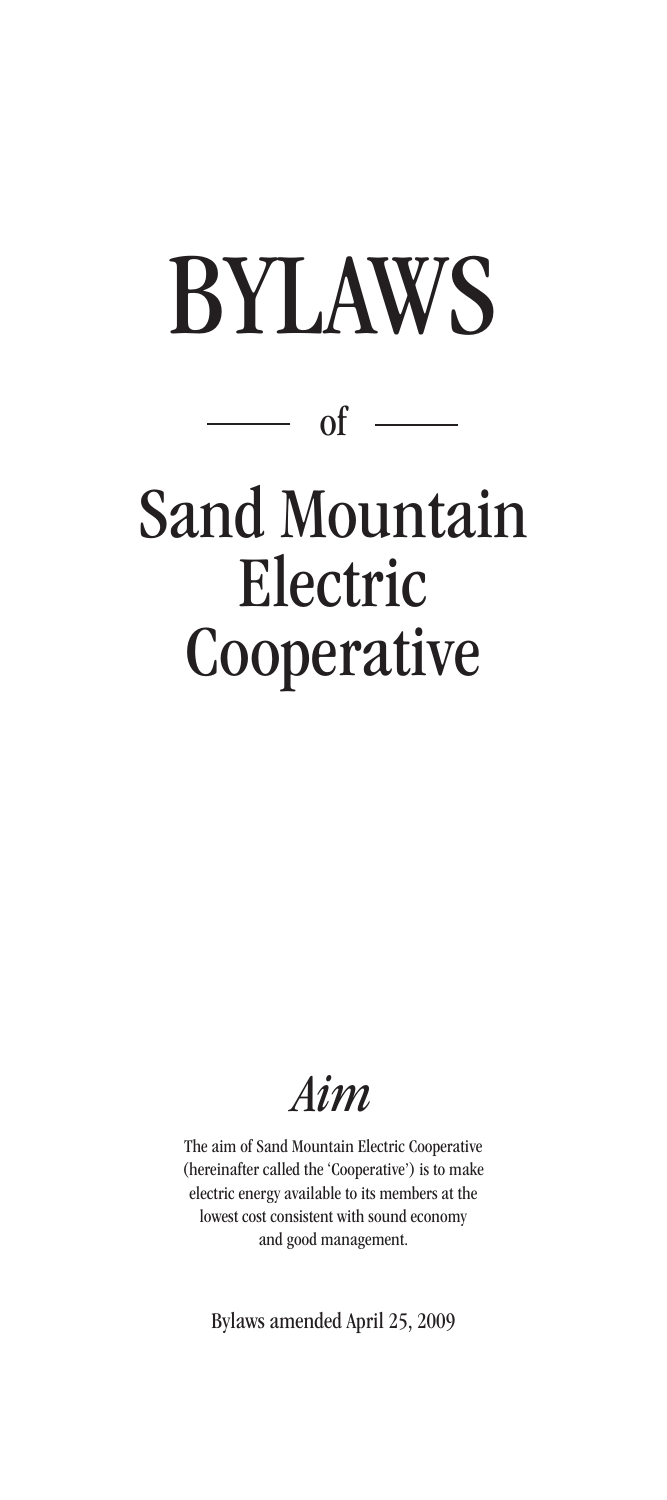# BYLAWS

of

# Sand Mountain Electric Cooperative

## *Aim*

The aim of Sand Mountain Electric Cooperative (hereinafter called the 'Cooperative') is to make electric energy available to its members at the lowest cost consistent with sound economy and good management.

Bylaws amended April 25, 2009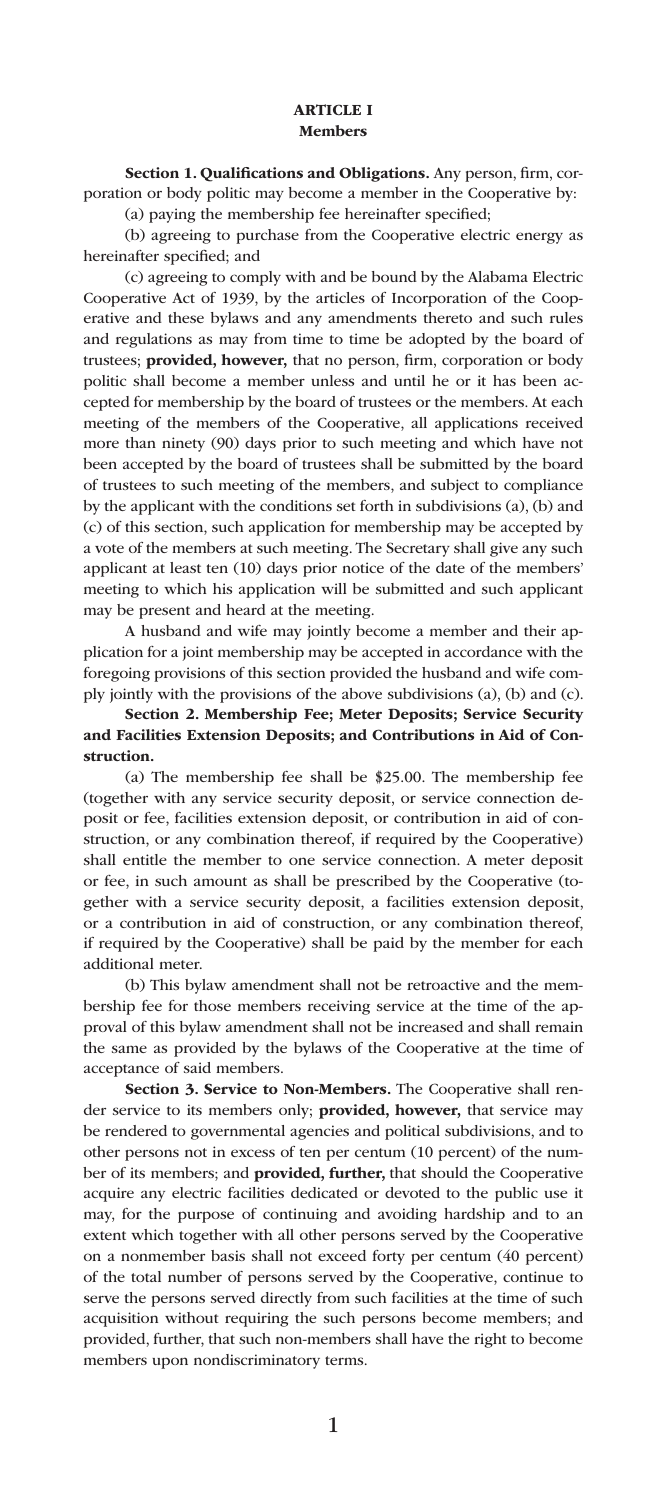# ARTICLE I
## Members

**Section 1. Qualifications and Obligations.** Any person, firm, corporation or body politic may become a member in the Cooperative by:

(a) paying the membership fee hereinafter specified;

(b) agreeing to purchase from the Cooperative electric energy as hereinafter specified; and

(c) agreeing to comply with and be bound by the Alabama Electric Cooperative Act of 1939, by the articles of Incorporation of the Cooperative and these bylaws and any amendments thereto and such rules and regulations as may from time to time be adopted by the board of trustees; **provided, however,** that no person, firm, corporation or body politic shall become a member unless and until he or it has been accepted for membership by the board of trustees or the members. At each meeting of the members of the Cooperative, all applications received more than ninety (90) days prior to such meeting and which have not been accepted by the board of trustees shall be submitted by the board of trustees to such meeting of the members, and subject to compliance by the applicant with the conditions set forth in subdivisions (a), (b) and (c) of this section, such application for membership may be accepted by a vote of the members at such meeting. The Secretary shall give any such applicant at least ten (10) days prior notice of the date of the members' meeting to which his application will be submitted and such applicant may be present and heard at the meeting.

A husband and wife may jointly become a member and their application for a joint membership may be accepted in accordance with the foregoing provisions of this section provided the husband and wife comply jointly with the provisions of the above subdivisions (a), (b) and (c).

**Section 2. Membership Fee; Meter Deposits; Service Security and Facilities Extension Deposits; and Contributions in Aid of Construction.**

(a) The membership fee shall be $25.00. The membership fee (together with any service security deposit, or service connection deposit or fee, facilities extension deposit, or contribution in aid of construction, or any combination thereof, if required by the Cooperative) shall entitle the member to one service connection. A meter deposit or fee, in such amount as shall be prescribed by the Cooperative (together with a service security deposit, a facilities extension deposit, or a contribution in aid of construction, or any combination thereof, if required by the Cooperative) shall be paid by the member for each additional meter.

(b) This bylaw amendment shall not be retroactive and the membership fee for those members receiving service at the time of the approval of this bylaw amendment shall not be increased and shall remain the same as provided by the bylaws of the Cooperative at the time of acceptance of said members.

**Section 3. Service to Non-Members.** The Cooperative shall render service to its members only; **provided, however,** that service may be rendered to governmental agencies and political subdivisions, and to other persons not in excess of ten per centum (10 percent) of the number of its members; and **provided, further,** that should the Cooperative acquire any electric facilities dedicated or devoted to the public use it may, for the purpose of continuing and avoiding hardship and to an extent which together with all other persons served by the Cooperative on a nonmember basis shall not exceed forty per centum (40 percent) of the total number of persons served by the Cooperative, continue to serve the persons served directly from such facilities at the time of such acquisition without requiring the such persons become members; and provided, further, that such non-members shall have the right to become members upon nondiscriminatory terms.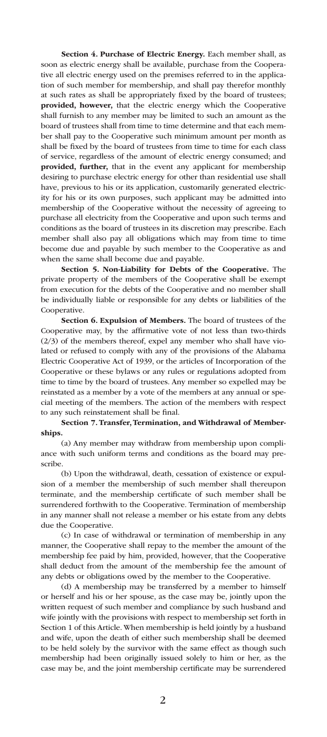**Section 4. Purchase of Electric Energy.** Each member shall, as soon as electric energy shall be available, purchase from the Cooperative all electric energy used on the premises referred to in the application of such member for membership, and shall pay therefor monthly at such rates as shall be appropriately fixed by the board of trustees; **provided, however,** that the electric energy which the Cooperative shall furnish to any member may be limited to such an amount as the board of trustees shall from time to time determine and that each member shall pay to the Cooperative such minimum amount per month as shall be fixed by the board of trustees from time to time for each class of service, regardless of the amount of electric energy consumed; and **provided, further,** that in the event any applicant for membership desiring to purchase electric energy for other than residential use shall have, previous to his or its application, customarily generated electricity for his or its own purposes, such applicant may be admitted into membership of the Cooperative without the necessity of agreeing to purchase all electricity from the Cooperative and upon such terms and conditions as the board of trustees in its discretion may prescribe. Each member shall also pay all obligations which may from time to time become due and payable by such member to the Cooperative as and when the same shall become due and payable.

**Section 5. Non-Liability for Debts of the Cooperative.** The private property of the members of the Cooperative shall be exempt from execution for the debts of the Cooperative and no member shall be individually liable or responsible for any debts or liabilities of the Cooperative.

**Section 6. Expulsion of Members.** The board of trustees of the Cooperative may, by the affirmative vote of not less than two-thirds (2/3) of the members thereof, expel any member who shall have violated or refused to comply with any of the provisions of the Alabama Electric Cooperative Act of 1939, or the articles of Incorporation of the Cooperative or these bylaws or any rules or regulations adopted from time to time by the board of trustees. Any member so expelled may be reinstated as a member by a vote of the members at any annual or special meeting of the members. The action of the members with respect to any such reinstatement shall be final.

**Section 7. Transfer, Termination, and Withdrawal of Memberships.**

(a) Any member may withdraw from membership upon compliance with such uniform terms and conditions as the board may prescribe.

(b) Upon the withdrawal, death, cessation of existence or expulsion of a member the membership of such member shall thereupon terminate, and the membership certificate of such member shall be surrendered forthwith to the Cooperative. Termination of membership in any manner shall not release a member or his estate from any debts due the Cooperative.

(c) In case of withdrawal or termination of membership in any manner, the Cooperative shall repay to the member the amount of the membership fee paid by him, provided, however, that the Cooperative shall deduct from the amount of the membership fee the amount of any debts or obligations owed by the member to the Cooperative.

(d) A membership may be transferred by a member to himself or herself and his or her spouse, as the case may be, jointly upon the written request of such member and compliance by such husband and wife jointly with the provisions with respect to membership set forth in Section 1 of this Article. When membership is held jointly by a husband and wife, upon the death of either such membership shall be deemed to be held solely by the survivor with the same effect as though such membership had been originally issued solely to him or her, as the case may be, and the joint membership certificate may be surrendered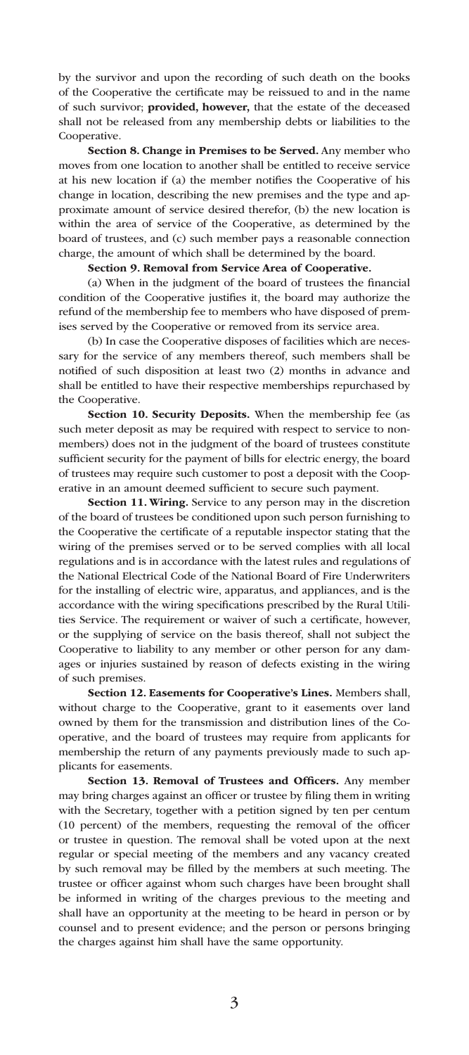by the survivor and upon the recording of such death on the books of the Cooperative the certificate may be reissued to and in the name of such survivor; **provided, however,** that the estate of the deceased shall not be released from any membership debts or liabilities to the Cooperative.

**Section 8. Change in Premises to be Served.** Any member who moves from one location to another shall be entitled to receive service at his new location if (a) the member notifies the Cooperative of his change in location, describing the new premises and the type and approximate amount of service desired therefor, (b) the new location is within the area of service of the Cooperative, as determined by the board of trustees, and (c) such member pays a reasonable connection charge, the amount of which shall be determined by the board.

**Section 9. Removal from Service Area of Cooperative.**

(a) When in the judgment of the board of trustees the financial condition of the Cooperative justifies it, the board may authorize the refund of the membership fee to members who have disposed of premises served by the Cooperative or removed from its service area.

(b) In case the Cooperative disposes of facilities which are necessary for the service of any members thereof, such members shall be notified of such disposition at least two (2) months in advance and shall be entitled to have their respective memberships repurchased by the Cooperative.

**Section 10. Security Deposits.** When the membership fee (as such meter deposit as may be required with respect to service to nonmembers) does not in the judgment of the board of trustees constitute sufficient security for the payment of bills for electric energy, the board of trustees may require such customer to post a deposit with the Cooperative in an amount deemed sufficient to secure such payment.

**Section 11. Wiring.** Service to any person may in the discretion of the board of trustees be conditioned upon such person furnishing to the Cooperative the certificate of a reputable inspector stating that the wiring of the premises served or to be served complies with all local regulations and is in accordance with the latest rules and regulations of the National Electrical Code of the National Board of Fire Underwriters for the installing of electric wire, apparatus, and appliances, and is the accordance with the wiring specifications prescribed by the Rural Utilities Service. The requirement or waiver of such a certificate, however, or the supplying of service on the basis thereof, shall not subject the Cooperative to liability to any member or other person for any damages or injuries sustained by reason of defects existing in the wiring of such premises.

**Section 12. Easements for Cooperative's Lines.** Members shall, without charge to the Cooperative, grant to it easements over land owned by them for the transmission and distribution lines of the Cooperative, and the board of trustees may require from applicants for membership the return of any payments previously made to such applicants for easements.

**Section 13. Removal of Trustees and Officers.** Any member may bring charges against an officer or trustee by filing them in writing with the Secretary, together with a petition signed by ten per centum (10 percent) of the members, requesting the removal of the officer or trustee in question. The removal shall be voted upon at the next regular or special meeting of the members and any vacancy created by such removal may be filled by the members at such meeting. The trustee or officer against whom such charges have been brought shall be informed in writing of the charges previous to the meeting and shall have an opportunity at the meeting to be heard in person or by counsel and to present evidence; and the person or persons bringing the charges against him shall have the same opportunity.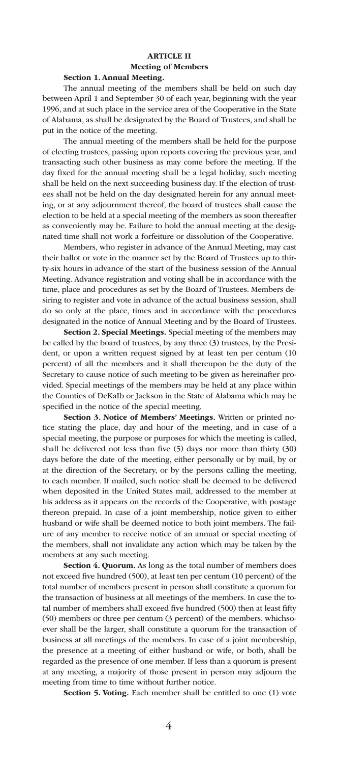## ARTICLE II
## Meeting of Members

**Section 1. Annual Meeting.**

The annual meeting of the members shall be held on such day between April 1 and September 30 of each year, beginning with the year 1996, and at such place in the service area of the Cooperative in the State of Alabama, as shall be designated by the Board of Trustees, and shall be put in the notice of the meeting.

The annual meeting of the members shall be held for the purpose of electing trustees, passing upon reports covering the previous year, and transacting such other business as may come before the meeting. If the day fixed for the annual meeting shall be a legal holiday, such meeting shall be held on the next succeeding business day. If the election of trustees shall not be held on the day designated herein for any annual meeting, or at any adjournment thereof, the board of trustees shall cause the election to be held at a special meeting of the members as soon thereafter as conveniently may be. Failure to hold the annual meeting at the designated time shall not work a forfeiture or dissolution of the Cooperative.

Members, who register in advance of the Annual Meeting, may cast their ballot or vote in the manner set by the Board of Trustees up to thirty-six hours in advance of the start of the business session of the Annual Meeting. Advance registration and voting shall be in accordance with the time, place and procedures as set by the Board of Trustees. Members desiring to register and vote in advance of the actual business session, shall do so only at the place, times and in accordance with the procedures designated in the notice of Annual Meeting and by the Board of Trustees.

**Section 2. Special Meetings.** Special meeting of the members may be called by the board of trustees, by any three (3) trustees, by the President, or upon a written request signed by at least ten per centum (10 percent) of all the members and it shall thereupon be the duty of the Secretary to cause notice of such meeting to be given as hereinafter provided. Special meetings of the members may be held at any place within the Counties of DeKalb or Jackson in the State of Alabama which may be specified in the notice of the special meeting.

**Section 3. Notice of Members' Meetings.** Written or printed notice stating the place, day and hour of the meeting, and in case of a special meeting, the purpose or purposes for which the meeting is called, shall be delivered not less than five (5) days nor more than thirty (30) days before the date of the meeting, either personally or by mail, by or at the direction of the Secretary, or by the persons calling the meeting, to each member. If mailed, such notice shall be deemed to be delivered when deposited in the United States mail, addressed to the member at his address as it appears on the records of the Cooperative, with postage thereon prepaid. In case of a joint membership, notice given to either husband or wife shall be deemed notice to both joint members. The failure of any member to receive notice of an annual or special meeting of the members, shall not invalidate any action which may be taken by the members at any such meeting.

**Section 4. Quorum.** As long as the total number of members does not exceed five hundred (500), at least ten per centum (10 percent) of the total number of members present in person shall constitute a quorum for the transaction of business at all meetings of the members. In case the total number of members shall exceed five hundred (500) then at least fifty (50) members or three per centum (3 percent) of the members, whichsoever shall be the larger, shall constitute a quorum for the transaction of business at all meetings of the members. In case of a joint membership, the presence at a meeting of either husband or wife, or both, shall be regarded as the presence of one member. If less than a quorum is present at any meeting, a majority of those present in person may adjourn the meeting from time to time without further notice.

**Section 5. Voting.** Each member shall be entitled to one (1) vote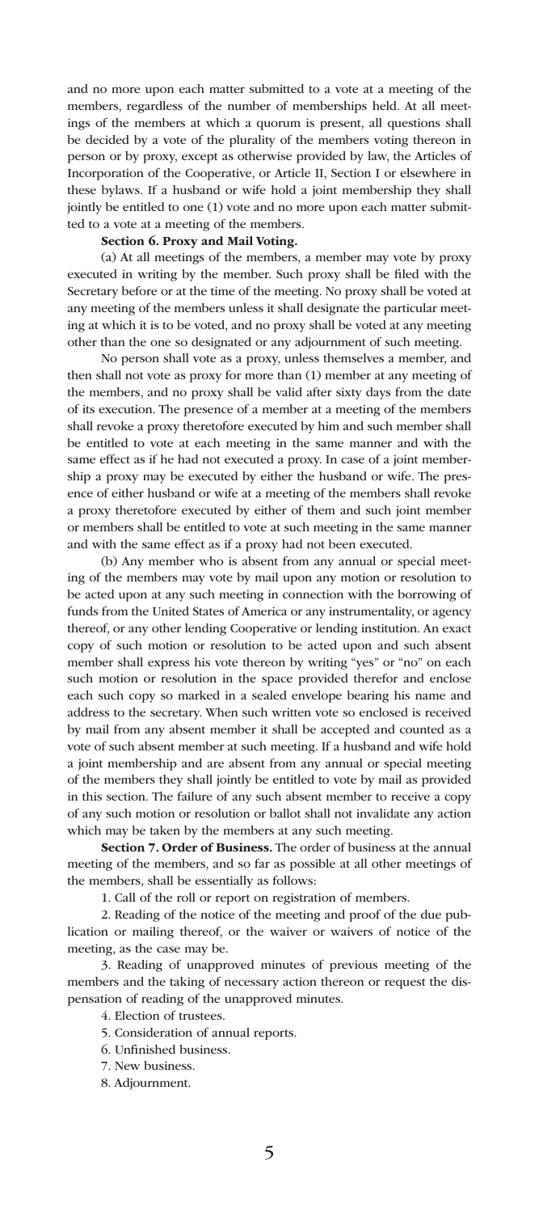and no more upon each matter submitted to a vote at a meeting of the members, regardless of the number of memberships held. At all meetings of the members at which a quorum is present, all questions shall be decided by a vote of the plurality of the members voting thereon in person or by proxy, except as otherwise provided by law, the Articles of Incorporation of the Cooperative, or Article II, Section I or elsewhere in these bylaws. If a husband or wife hold a joint membership they shall jointly be entitled to one (1) vote and no more upon each matter submitted to a vote at a meeting of the members.

**Section 6. Proxy and Mail Voting.**

(a) At all meetings of the members, a member may vote by proxy executed in writing by the member. Such proxy shall be filed with the Secretary before or at the time of the meeting. No proxy shall be voted at any meeting of the members unless it shall designate the particular meeting at which it is to be voted, and no proxy shall be voted at any meeting other than the one so designated or any adjournment of such meeting.

No person shall vote as a proxy, unless themselves a member, and then shall not vote as proxy for more than (1) member at any meeting of the members, and no proxy shall be valid after sixty days from the date of its execution. The presence of a member at a meeting of the members shall revoke a proxy theretofore executed by him and such member shall be entitled to vote at each meeting in the same manner and with the same effect as if he had not executed a proxy. In case of a joint membership a proxy may be executed by either the husband or wife. The presence of either husband or wife at a meeting of the members shall revoke a proxy theretofore executed by either of them and such joint member or members shall be entitled to vote at such meeting in the same manner and with the same effect as if a proxy had not been executed.

(b) Any member who is absent from any annual or special meeting of the members may vote by mail upon any motion or resolution to be acted upon at any such meeting in connection with the borrowing of funds from the United States of America or any instrumentality, or agency thereof, or any other lending Cooperative or lending institution. An exact copy of such motion or resolution to be acted upon and such absent member shall express his vote thereon by writing "yes" or "no" on each such motion or resolution in the space provided therefor and enclose each such copy so marked in a sealed envelope bearing his name and address to the secretary. When such written vote so enclosed is received by mail from any absent member it shall be accepted and counted as a vote of such absent member at such meeting. If a husband and wife hold a joint membership and are absent from any annual or special meeting of the members they shall jointly be entitled to vote by mail as provided in this section. The failure of any such absent member to receive a copy of any such motion or resolution or ballot shall not invalidate any action which may be taken by the members at any such meeting.

**Section 7. Order of Business.** The order of business at the annual meeting of the members, and so far as possible at all other meetings of the members, shall be essentially as follows:

1. Call of the roll or report on registration of members.
2. Reading of the notice of the meeting and proof of the due publication or mailing thereof, or the waiver or waivers of notice of the meeting, as the case may be.
3. Reading of unapproved minutes of previous meeting of the members and the taking of necessary action thereon or request the dispensation of reading of the unapproved minutes.
4. Election of trustees.
5. Consideration of annual reports.
6. Unfinished business.
7. New business.
8. Adjournment.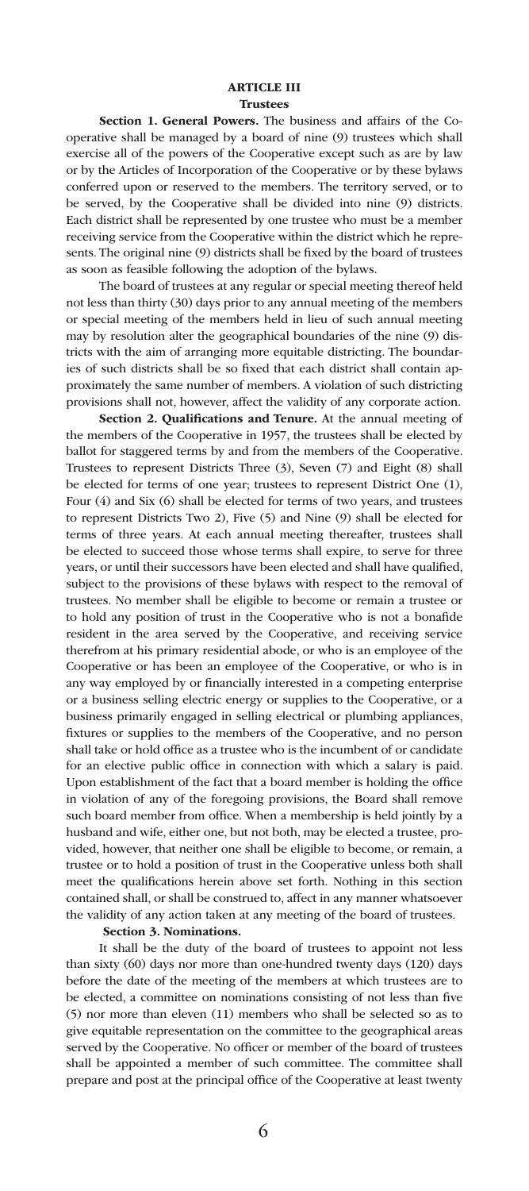## ARTICLE III
### Trustees

**Section 1. General Powers.** The business and affairs of the Cooperative shall be managed by a board of nine (9) trustees which shall exercise all of the powers of the Cooperative except such as are by law or by the Articles of Incorporation of the Cooperative or by these bylaws conferred upon or reserved to the members. The territory served, or to be served, by the Cooperative shall be divided into nine (9) districts. Each district shall be represented by one trustee who must be a member receiving service from the Cooperative within the district which he represents. The original nine (9) districts shall be fixed by the board of trustees as soon as feasible following the adoption of the bylaws.

The board of trustees at any regular or special meeting thereof held not less than thirty (30) days prior to any annual meeting of the members or special meeting of the members held in lieu of such annual meeting may by resolution alter the geographical boundaries of the nine (9) districts with the aim of arranging more equitable districting. The boundaries of such districts shall be so fixed that each district shall contain approximately the same number of members. A violation of such districting provisions shall not, however, affect the validity of any corporate action.

**Section 2. Qualifications and Tenure.** At the annual meeting of the members of the Cooperative in 1957, the trustees shall be elected by ballot for staggered terms by and from the members of the Cooperative. Trustees to represent Districts Three (3), Seven (7) and Eight (8) shall be elected for terms of one year; trustees to represent District One (1), Four (4) and Six (6) shall be elected for terms of two years, and trustees to represent Districts Two 2), Five (5) and Nine (9) shall be elected for terms of three years. At each annual meeting thereafter, trustees shall be elected to succeed those whose terms shall expire, to serve for three years, or until their successors have been elected and shall have qualified, subject to the provisions of these bylaws with respect to the removal of trustees. No member shall be eligible to become or remain a trustee or to hold any position of trust in the Cooperative who is not a bonafide resident in the area served by the Cooperative, and receiving service therefrom at his primary residential abode, or who is an employee of the Cooperative or has been an employee of the Cooperative, or who is in any way employed by or financially interested in a competing enterprise or a business selling electric energy or supplies to the Cooperative, or a business primarily engaged in selling electrical or plumbing appliances, fixtures or supplies to the members of the Cooperative, and no person shall take or hold office as a trustee who is the incumbent of or candidate for an elective public office in connection with which a salary is paid. Upon establishment of the fact that a board member is holding the office in violation of any of the foregoing provisions, the Board shall remove such board member from office. When a membership is held jointly by a husband and wife, either one, but not both, may be elected a trustee, provided, however, that neither one shall be eligible to become, or remain, a trustee or to hold a position of trust in the Cooperative unless both shall meet the qualifications herein above set forth. Nothing in this section contained shall, or shall be construed to, affect in any manner whatsoever the validity of any action taken at any meeting of the board of trustees.

**Section 3. Nominations.**

It shall be the duty of the board of trustees to appoint not less than sixty (60) days nor more than one-hundred twenty days (120) days before the date of the meeting of the members at which trustees are to be elected, a committee on nominations consisting of not less than five (5) nor more than eleven (11) members who shall be selected so as to give equitable representation on the committee to the geographical areas served by the Cooperative. No officer or member of the board of trustees shall be appointed a member of such committee. The committee shall prepare and post at the principal office of the Cooperative at least twenty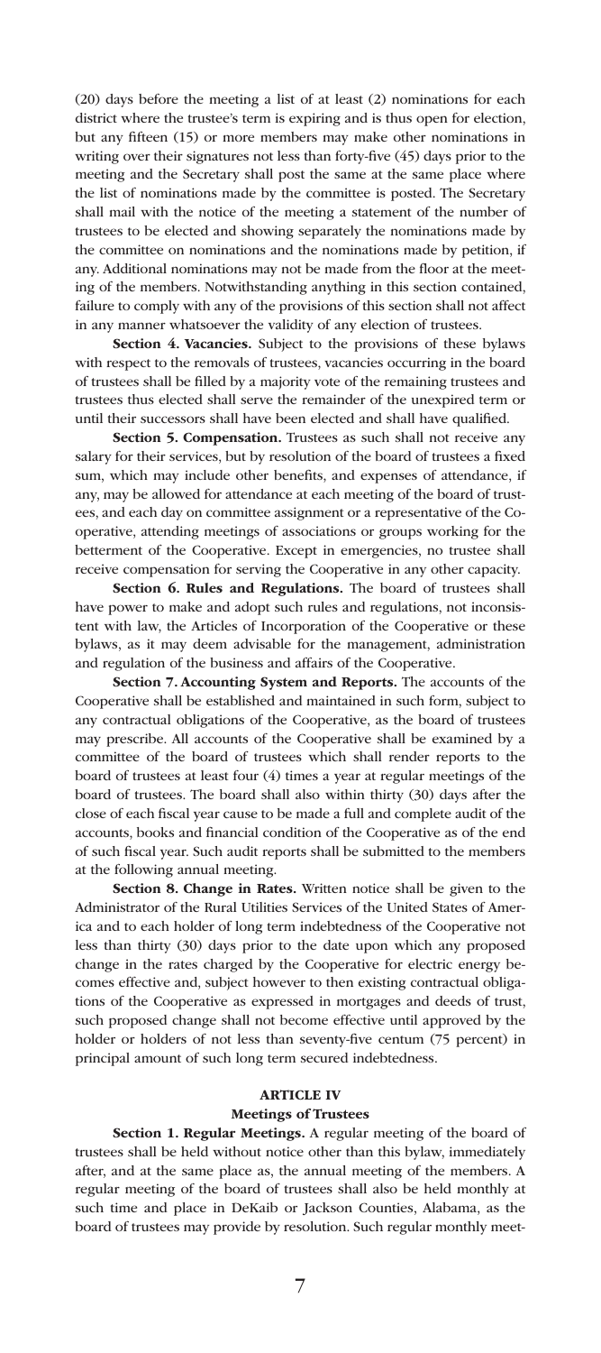(20) days before the meeting a list of at least (2) nominations for each district where the trustee's term is expiring and is thus open for election, but any fifteen (15) or more members may make other nominations in writing over their signatures not less than forty-five (45) days prior to the meeting and the Secretary shall post the same at the same place where the list of nominations made by the committee is posted. The Secretary shall mail with the notice of the meeting a statement of the number of trustees to be elected and showing separately the nominations made by the committee on nominations and the nominations made by petition, if any. Additional nominations may not be made from the floor at the meeting of the members. Notwithstanding anything in this section contained, failure to comply with any of the provisions of this section shall not affect in any manner whatsoever the validity of any election of trustees.

**Section 4. Vacancies.** Subject to the provisions of these bylaws with respect to the removals of trustees, vacancies occurring in the board of trustees shall be filled by a majority vote of the remaining trustees and trustees thus elected shall serve the remainder of the unexpired term or until their successors shall have been elected and shall have qualified.

**Section 5. Compensation.** Trustees as such shall not receive any salary for their services, but by resolution of the board of trustees a fixed sum, which may include other benefits, and expenses of attendance, if any, may be allowed for attendance at each meeting of the board of trustees, and each day on committee assignment or a representative of the Cooperative, attending meetings of associations or groups working for the betterment of the Cooperative. Except in emergencies, no trustee shall receive compensation for serving the Cooperative in any other capacity.

**Section 6. Rules and Regulations.** The board of trustees shall have power to make and adopt such rules and regulations, not inconsistent with law, the Articles of Incorporation of the Cooperative or these bylaws, as it may deem advisable for the management, administration and regulation of the business and affairs of the Cooperative.

**Section 7. Accounting System and Reports.** The accounts of the Cooperative shall be established and maintained in such form, subject to any contractual obligations of the Cooperative, as the board of trustees may prescribe. All accounts of the Cooperative shall be examined by a committee of the board of trustees which shall render reports to the board of trustees at least four (4) times a year at regular meetings of the board of trustees. The board shall also within thirty (30) days after the close of each fiscal year cause to be made a full and complete audit of the accounts, books and financial condition of the Cooperative as of the end of such fiscal year. Such audit reports shall be submitted to the members at the following annual meeting.

**Section 8. Change in Rates.** Written notice shall be given to the Administrator of the Rural Utilities Services of the United States of America and to each holder of long term indebtedness of the Cooperative not less than thirty (30) days prior to the date upon which any proposed change in the rates charged by the Cooperative for electric energy becomes effective and, subject however to then existing contractual obligations of the Cooperative as expressed in mortgages and deeds of trust, such proposed change shall not become effective until approved by the holder or holders of not less than seventy-five centum (75 percent) in principal amount of such long term secured indebtedness.

## ARTICLE IV
## Meetings of Trustees

**Section 1. Regular Meetings.** A regular meeting of the board of trustees shall be held without notice other than this bylaw, immediately after, and at the same place as, the annual meeting of the members. A regular meeting of the board of trustees shall also be held monthly at such time and place in DeKaib or Jackson Counties, Alabama, as the board of trustees may provide by resolution. Such regular monthly meet-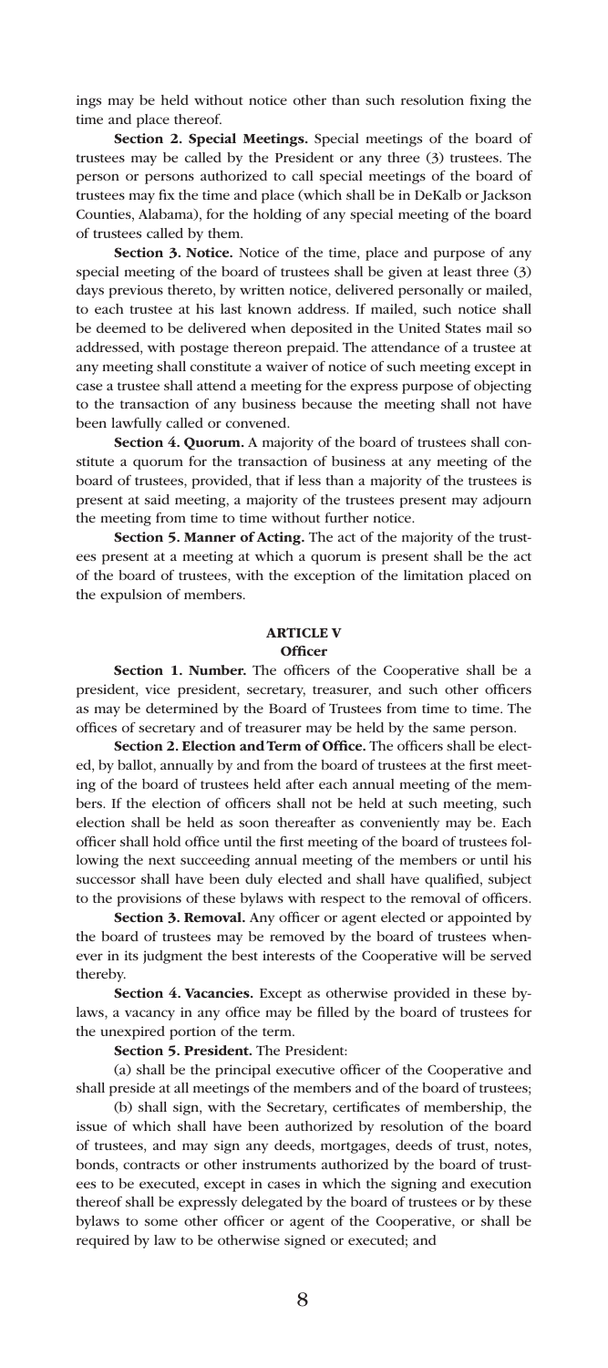ings may be held without notice other than such resolution fixing the time and place thereof.

**Section 2. Special Meetings.** Special meetings of the board of trustees may be called by the President or any three (3) trustees. The person or persons authorized to call special meetings of the board of trustees may fix the time and place (which shall be in DeKalb or Jackson Counties, Alabama), for the holding of any special meeting of the board of trustees called by them.

**Section 3. Notice.** Notice of the time, place and purpose of any special meeting of the board of trustees shall be given at least three (3) days previous thereto, by written notice, delivered personally or mailed, to each trustee at his last known address. If mailed, such notice shall be deemed to be delivered when deposited in the United States mail so addressed, with postage thereon prepaid. The attendance of a trustee at any meeting shall constitute a waiver of notice of such meeting except in case a trustee shall attend a meeting for the express purpose of objecting to the transaction of any business because the meeting shall not have been lawfully called or convened.

**Section 4. Quorum.** A majority of the board of trustees shall constitute a quorum for the transaction of business at any meeting of the board of trustees, provided, that if less than a majority of the trustees is present at said meeting, a majority of the trustees present may adjourn the meeting from time to time without further notice.

**Section 5. Manner of Acting.** The act of the majority of the trustees present at a meeting at which a quorum is present shall be the act of the board of trustees, with the exception of the limitation placed on the expulsion of members.

## ARTICLE V
## Officer

**Section 1. Number.** The officers of the Cooperative shall be a president, vice president, secretary, treasurer, and such other officers as may be determined by the Board of Trustees from time to time. The offices of secretary and of treasurer may be held by the same person.

**Section 2. Election and Term of Office.** The officers shall be elected, by ballot, annually by and from the board of trustees at the first meeting of the board of trustees held after each annual meeting of the members. If the election of officers shall not be held at such meeting, such election shall be held as soon thereafter as conveniently may be. Each officer shall hold office until the first meeting of the board of trustees following the next succeeding annual meeting of the members or until his successor shall have been duly elected and shall have qualified, subject to the provisions of these bylaws with respect to the removal of officers.

**Section 3. Removal.** Any officer or agent elected or appointed by the board of trustees may be removed by the board of trustees whenever in its judgment the best interests of the Cooperative will be served thereby.

**Section 4. Vacancies.** Except as otherwise provided in these bylaws, a vacancy in any office may be filled by the board of trustees for the unexpired portion of the term.

**Section 5. President.** The President:

(a) shall be the principal executive officer of the Cooperative and shall preside at all meetings of the members and of the board of trustees;

(b) shall sign, with the Secretary, certificates of membership, the issue of which shall have been authorized by resolution of the board of trustees, and may sign any deeds, mortgages, deeds of trust, notes, bonds, contracts or other instruments authorized by the board of trustees to be executed, except in cases in which the signing and execution thereof shall be expressly delegated by the board of trustees or by these bylaws to some other officer or agent of the Cooperative, or shall be required by law to be otherwise signed or executed; and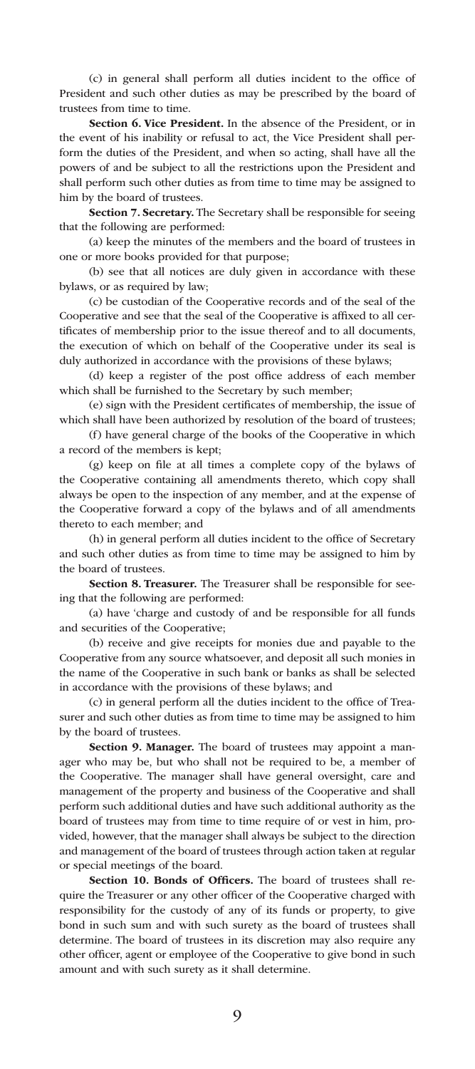(c) in general shall perform all duties incident to the office of President and such other duties as may be prescribed by the board of trustees from time to time.

**Section 6. Vice President.** In the absence of the President, or in the event of his inability or refusal to act, the Vice President shall perform the duties of the President, and when so acting, shall have all the powers of and be subject to all the restrictions upon the President and shall perform such other duties as from time to time may be assigned to him by the board of trustees.

**Section 7. Secretary.** The Secretary shall be responsible for seeing that the following are performed:

(a) keep the minutes of the members and the board of trustees in one or more books provided for that purpose;

(b) see that all notices are duly given in accordance with these bylaws, or as required by law;

(c) be custodian of the Cooperative records and of the seal of the Cooperative and see that the seal of the Cooperative is affixed to all certificates of membership prior to the issue thereof and to all documents, the execution of which on behalf of the Cooperative under its seal is duly authorized in accordance with the provisions of these bylaws;

(d) keep a register of the post office address of each member which shall be furnished to the Secretary by such member;

(e) sign with the President certificates of membership, the issue of which shall have been authorized by resolution of the board of trustees;

(f) have general charge of the books of the Cooperative in which a record of the members is kept;

(g) keep on file at all times a complete copy of the bylaws of the Cooperative containing all amendments thereto, which copy shall always be open to the inspection of any member, and at the expense of the Cooperative forward a copy of the bylaws and of all amendments thereto to each member; and

(h) in general perform all duties incident to the office of Secretary and such other duties as from time to time may be assigned to him by the board of trustees.

**Section 8. Treasurer.** The Treasurer shall be responsible for seeing that the following are performed:

(a) have 'charge and custody of and be responsible for all funds and securities of the Cooperative;

(b) receive and give receipts for monies due and payable to the Cooperative from any source whatsoever, and deposit all such monies in the name of the Cooperative in such bank or banks as shall be selected in accordance with the provisions of these bylaws; and

(c) in general perform all the duties incident to the office of Treasurer and such other duties as from time to time may be assigned to him by the board of trustees.

**Section 9. Manager.** The board of trustees may appoint a manager who may be, but who shall not be required to be, a member of the Cooperative. The manager shall have general oversight, care and management of the property and business of the Cooperative and shall perform such additional duties and have such additional authority as the board of trustees may from time to time require of or vest in him, provided, however, that the manager shall always be subject to the direction and management of the board of trustees through action taken at regular or special meetings of the board.

**Section 10. Bonds of Officers.** The board of trustees shall require the Treasurer or any other officer of the Cooperative charged with responsibility for the custody of any of its funds or property, to give bond in such sum and with such surety as the board of trustees shall determine. The board of trustees in its discretion may also require any other officer, agent or employee of the Cooperative to give bond in such amount and with such surety as it shall determine.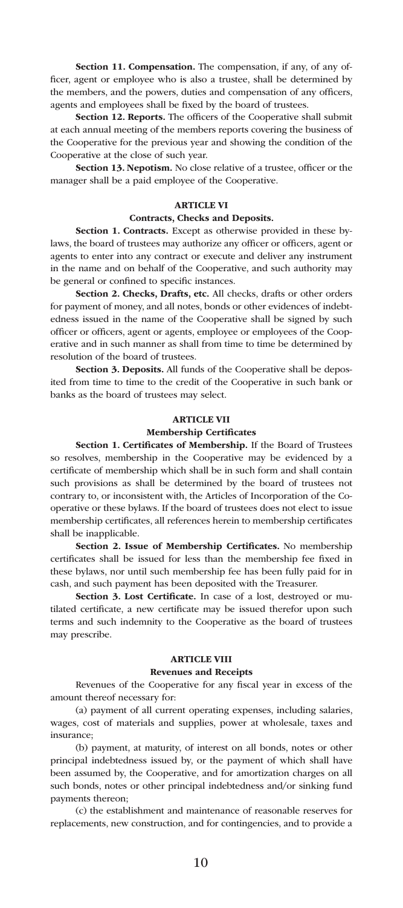**Section 11. Compensation.** The compensation, if any, of any officer, agent or employee who is also a trustee, shall be determined by the members, and the powers, duties and compensation of any officers, agents and employees shall be fixed by the board of trustees.

**Section 12. Reports.** The officers of the Cooperative shall submit at each annual meeting of the members reports covering the business of the Cooperative for the previous year and showing the condition of the Cooperative at the close of such year.

**Section 13. Nepotism.** No close relative of a trustee, officer or the manager shall be a paid employee of the Cooperative.

## ARTICLE VI

### Contracts, Checks and Deposits.

**Section 1. Contracts.** Except as otherwise provided in these bylaws, the board of trustees may authorize any officer or officers, agent or agents to enter into any contract or execute and deliver any instrument in the name and on behalf of the Cooperative, and such authority may be general or confined to specific instances.

**Section 2. Checks, Drafts, etc.** All checks, drafts or other orders for payment of money, and all notes, bonds or other evidences of indebtedness issued in the name of the Cooperative shall be signed by such officer or officers, agent or agents, employee or employees of the Cooperative and in such manner as shall from time to time be determined by resolution of the board of trustees.

**Section 3. Deposits.** All funds of the Cooperative shall be deposited from time to time to the credit of the Cooperative in such bank or banks as the board of trustees may select.

## ARTICLE VII

### Membership Certificates

**Section 1. Certificates of Membership.** If the Board of Trustees so resolves, membership in the Cooperative may be evidenced by a certificate of membership which shall be in such form and shall contain such provisions as shall be determined by the board of trustees not contrary to, or inconsistent with, the Articles of Incorporation of the Cooperative or these bylaws. If the board of trustees does not elect to issue membership certificates, all references herein to membership certificates shall be inapplicable.

**Section 2. Issue of Membership Certificates.** No membership certificates shall be issued for less than the membership fee fixed in these bylaws, nor until such membership fee has been fully paid for in cash, and such payment has been deposited with the Treasurer.

**Section 3. Lost Certificate.** In case of a lost, destroyed or mutilated certificate, a new certificate may be issued therefor upon such terms and such indemnity to the Cooperative as the board of trustees may prescribe.

## ARTICLE VIII

### Revenues and Receipts

Revenues of the Cooperative for any fiscal year in excess of the amount thereof necessary for:

(a) payment of all current operating expenses, including salaries, wages, cost of materials and supplies, power at wholesale, taxes and insurance;

(b) payment, at maturity, of interest on all bonds, notes or other principal indebtedness issued by, or the payment of which shall have been assumed by, the Cooperative, and for amortization charges on all such bonds, notes or other principal indebtedness and/or sinking fund payments thereon;

(c) the establishment and maintenance of reasonable reserves for replacements, new construction, and for contingencies, and to provide a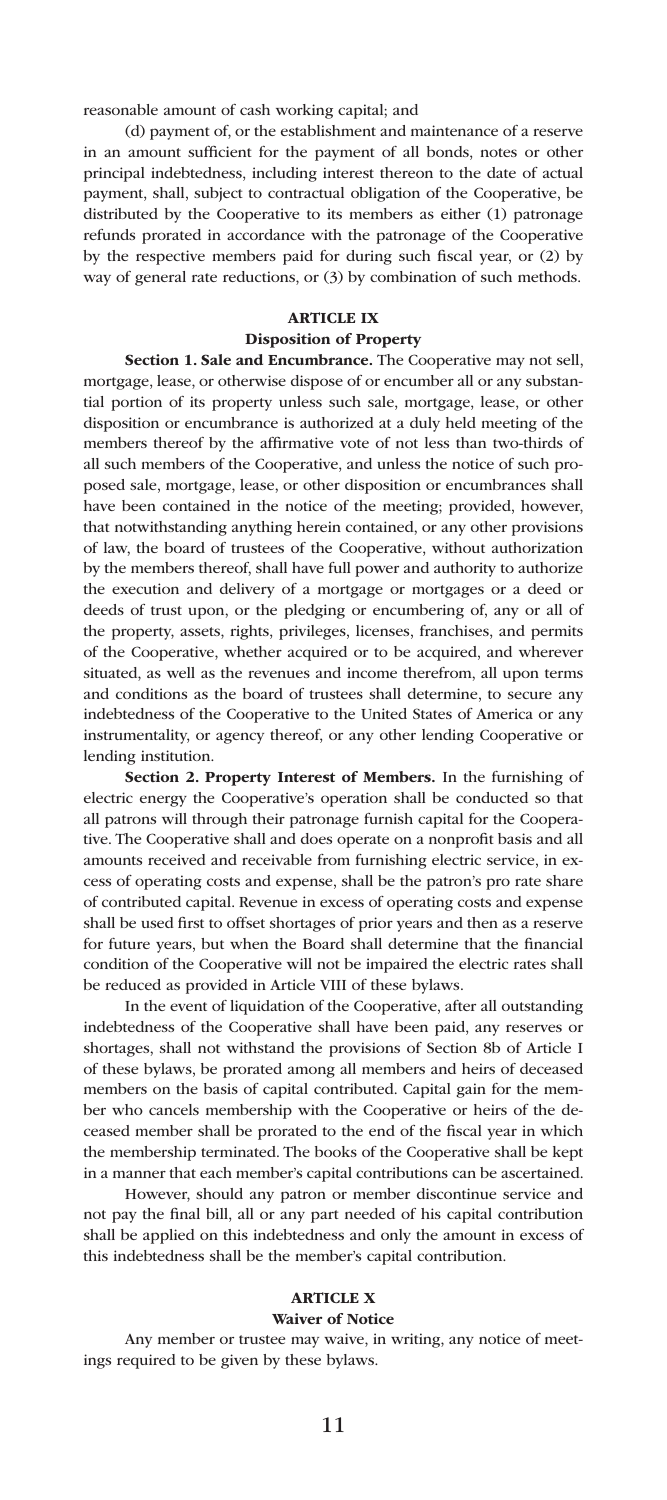reasonable amount of cash working capital; and

(d) payment of, or the establishment and maintenance of a reserve in an amount sufficient for the payment of all bonds, notes or other principal indebtedness, including interest thereon to the date of actual payment, shall, subject to contractual obligation of the Cooperative, be distributed by the Cooperative to its members as either (1) patronage refunds prorated in accordance with the patronage of the Cooperative by the respective members paid for during such fiscal year, or (2) by way of general rate reductions, or (3) by combination of such methods.

## ARTICLE IX
### Disposition of Property

**Section 1. Sale and Encumbrance.** The Cooperative may not sell, mortgage, lease, or otherwise dispose of or encumber all or any substantial portion of its property unless such sale, mortgage, lease, or other disposition or encumbrance is authorized at a duly held meeting of the members thereof by the affirmative vote of not less than two-thirds of all such members of the Cooperative, and unless the notice of such proposed sale, mortgage, lease, or other disposition or encumbrances shall have been contained in the notice of the meeting; provided, however, that notwithstanding anything herein contained, or any other provisions of law, the board of trustees of the Cooperative, without authorization by the members thereof, shall have full power and authority to authorize the execution and delivery of a mortgage or mortgages or a deed or deeds of trust upon, or the pledging or encumbering of, any or all of the property, assets, rights, privileges, licenses, franchises, and permits of the Cooperative, whether acquired or to be acquired, and wherever situated, as well as the revenues and income therefrom, all upon terms and conditions as the board of trustees shall determine, to secure any indebtedness of the Cooperative to the United States of America or any instrumentality, or agency thereof, or any other lending Cooperative or lending institution.

**Section 2. Property Interest of Members.** In the furnishing of electric energy the Cooperative's operation shall be conducted so that all patrons will through their patronage furnish capital for the Cooperative. The Cooperative shall and does operate on a nonprofit basis and all amounts received and receivable from furnishing electric service, in excess of operating costs and expense, shall be the patron's pro rate share of contributed capital. Revenue in excess of operating costs and expense shall be used first to offset shortages of prior years and then as a reserve for future years, but when the Board shall determine that the financial condition of the Cooperative will not be impaired the electric rates shall be reduced as provided in Article VIII of these bylaws.

In the event of liquidation of the Cooperative, after all outstanding indebtedness of the Cooperative shall have been paid, any reserves or shortages, shall not withstand the provisions of Section 8b of Article I of these bylaws, be prorated among all members and heirs of deceased members on the basis of capital contributed. Capital gain for the member who cancels membership with the Cooperative or heirs of the deceased member shall be prorated to the end of the fiscal year in which the membership terminated. The books of the Cooperative shall be kept in a manner that each member's capital contributions can be ascertained.

However, should any patron or member discontinue service and not pay the final bill, all or any part needed of his capital contribution shall be applied on this indebtedness and only the amount in excess of this indebtedness shall be the member's capital contribution.

## ARTICLE X
### Waiver of Notice

Any member or trustee may waive, in writing, any notice of meetings required to be given by these bylaws.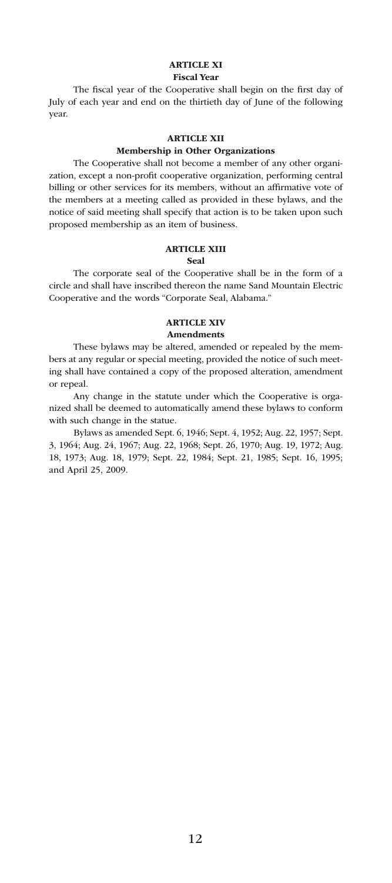## ARTICLE XI
### Fiscal Year

The fiscal year of the Cooperative shall begin on the first day of July of each year and end on the thirtieth day of June of the following year.

## ARTICLE XII
### Membership in Other Organizations

The Cooperative shall not become a member of any other organization, except a non-profit cooperative organization, performing central billing or other services for its members, without an affirmative vote of the members at a meeting called as provided in these bylaws, and the notice of said meeting shall specify that action is to be taken upon such proposed membership as an item of business.

## ARTICLE XIII
### Seal

The corporate seal of the Cooperative shall be in the form of a circle and shall have inscribed thereon the name Sand Mountain Electric Cooperative and the words "Corporate Seal, Alabama."

## ARTICLE XIV
### Amendments

These bylaws may be altered, amended or repealed by the members at any regular or special meeting, provided the notice of such meeting shall have contained a copy of the proposed alteration, amendment or repeal.

Any change in the statute under which the Cooperative is organized shall be deemed to automatically amend these bylaws to conform with such change in the statue.

Bylaws as amended Sept. 6, 1946; Sept. 4, 1952; Aug. 22, 1957; Sept. 3, 1964; Aug. 24, 1967; Aug. 22, 1968; Sept. 26, 1970; Aug. 19, 1972; Aug. 18, 1973; Aug. 18, 1979; Sept. 22, 1984; Sept. 21, 1985; Sept. 16, 1995; and April 25, 2009.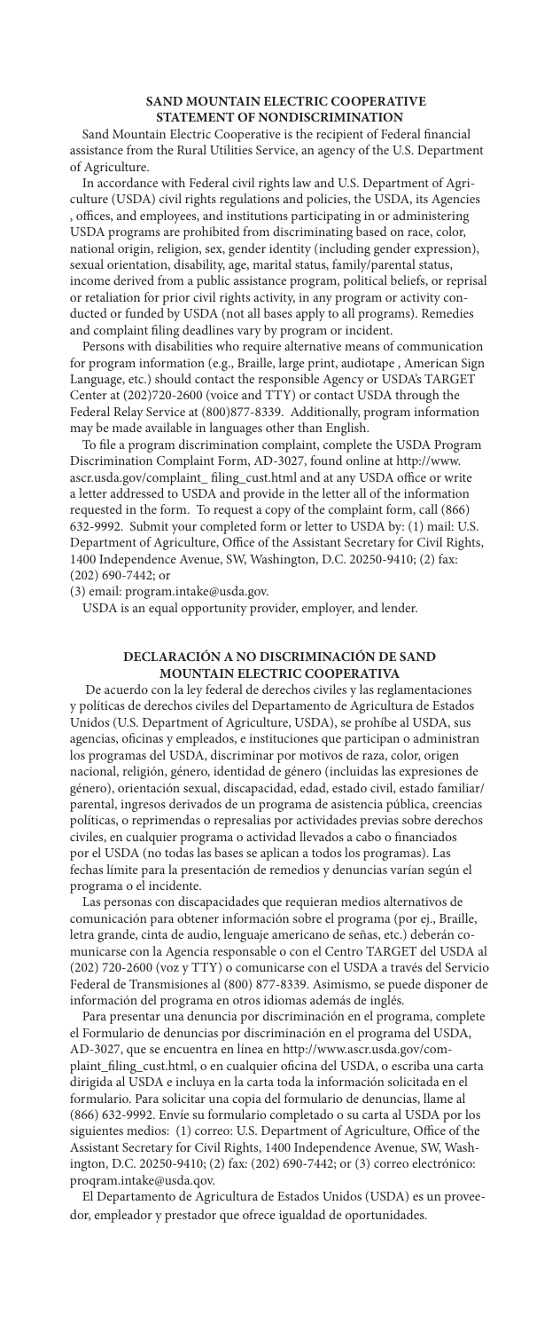## SAND MOUNTAIN ELECTRIC COOPERATIVE STATEMENT OF NONDISCRIMINATION

Sand Mountain Electric Cooperative is the recipient of Federal financial assistance from the Rural Utilities Service, an agency of the U.S. Department of Agriculture.

In accordance with Federal civil rights law and U.S. Department of Agriculture (USDA) civil rights regulations and policies, the USDA, its Agencies , offices, and employees, and institutions participating in or administering USDA programs are prohibited from discriminating based on race, color, national origin, religion, sex, gender identity (including gender expression), sexual orientation, disability, age, marital status, family/parental status, income derived from a public assistance program, political beliefs, or reprisal or retaliation for prior civil rights activity, in any program or activity conducted or funded by USDA (not all bases apply to all programs). Remedies and complaint filing deadlines vary by program or incident.

Persons with disabilities who require alternative means of communication for program information (e.g., Braille, large print, audiotape , American Sign Language, etc.) should contact the responsible Agency or USDA's TARGET Center at (202)720-2600 (voice and TTY) or contact USDA through the Federal Relay Service at (800)877-8339. Additionally, program information may be made available in languages other than English.

To file a program discrimination complaint, complete the USDA Program Discrimination Complaint Form, AD-3027, found online at http://www.ascr.usda.gov/complaint_ filing_cust.html and at any USDA office or write a letter addressed to USDA and provide in the letter all of the information requested in the form. To request a copy of the complaint form, call (866) 632-9992. Submit your completed form or letter to USDA by: (1) mail: U.S. Department of Agriculture, Office of the Assistant Secretary for Civil Rights, 1400 Independence Avenue, SW, Washington, D.C. 20250-9410; (2) fax: (202) 690-7442; or

(3) email: program.intake@usda.gov.

USDA is an equal opportunity provider, employer, and lender.

## DECLARACIÓN A NO DISCRIMINACIÓN DE SAND MOUNTAIN ELECTRIC COOPERATIVA

De acuerdo con la ley federal de derechos civiles y las reglamentaciones y políticas de derechos civiles del Departamento de Agricultura de Estados Unidos (U.S. Department of Agriculture, USDA), se prohíbe al USDA, sus agencias, oficinas y empleados, e instituciones que participan o administran los programas del USDA, discriminar por motivos de raza, color, origen nacional, religión, género, identidad de género (incluidas las expresiones de género), orientación sexual, discapacidad, edad, estado civil, estado familiar/parental, ingresos derivados de un programa de asistencia pública, creencias políticas, o reprimendas o represalias por actividades previas sobre derechos civiles, en cualquier programa o actividad llevados a cabo o financiados por el USDA (no todas las bases se aplican a todos los programas). Las fechas límite para la presentación de remedios y denuncias varían según el programa o el incidente.

Las personas con discapacidades que requieran medios alternativos de comunicación para obtener información sobre el programa (por ej., Braille, letra grande, cinta de audio, lenguaje americano de señas, etc.) deberán comunicarse con la Agencia responsable o con el Centro TARGET del USDA al (202) 720-2600 (voz y TTY) o comunicarse con el USDA a través del Servicio Federal de Transmisiones al (800) 877-8339. Asimismo, se puede disponer de información del programa en otros idiomas además de inglés.

Para presentar una denuncia por discriminación en el programa, complete el Formulario de denuncias por discriminación en el programa del USDA, AD-3027, que se encuentra en línea en http://www.ascr.usda.gov/complaint_filing_cust.html, o en cualquier oficina del USDA, o escriba una carta dirigida al USDA e incluya en la carta toda la información solicitada en el formulario. Para solicitar una copia del formulario de denuncias, llame al (866) 632-9992. Envíe su formulario completado o su carta al USDA por los siguientes medios: (1) correo: U.S. Department of Agriculture, Office of the Assistant Secretary for Civil Rights, 1400 Independence Avenue, SW, Washington, D.C. 20250-9410; (2) fax: (202) 690-7442; or (3) correo electrónico: proqram.intake@usda.qov.

El Departamento de Agricultura de Estados Unidos (USDA) es un proveedor, empleador y prestador que ofrece igualdad de oportunidades.